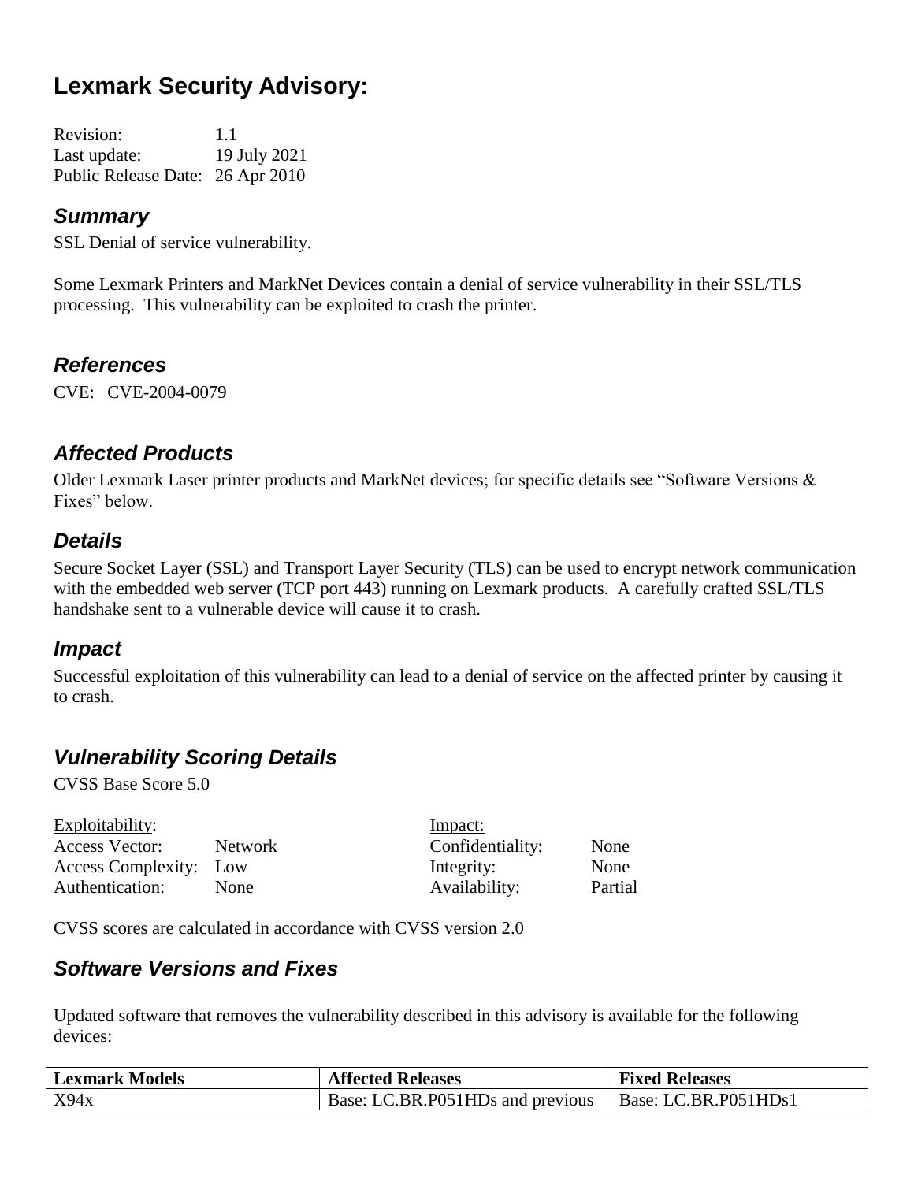# Lexmark Security Advisory:

Revision: 1.1
Last update: 19 July 2021
Public Release Date: 26 Apr 2010

## *Summary*

SSL Denial of service vulnerability.

Some Lexmark Printers and MarkNet Devices contain a denial of service vulnerability in their SSL/TLS processing. This vulnerability can be exploited to crash the printer.

## *References*

CVE: CVE-2004-0079

## *Affected Products*

Older Lexmark Laser printer products and MarkNet devices; for specific details see "Software Versions & Fixes" below.

## *Details*

Secure Socket Layer (SSL) and Transport Layer Security (TLS) can be used to encrypt network communication with the embedded web server (TCP port 443) running on Lexmark products. A carefully crafted SSL/TLS handshake sent to a vulnerable device will cause it to crash.

## *Impact*

Successful exploitation of this vulnerability can lead to a denial of service on the affected printer by causing it to crash.

## *Vulnerability Scoring Details*

CVSS Base Score 5.0

| Exploitability: | | Impact: | |
|---|---|---|---|
| Access Vector: | Network | Confidentiality: | None |
| Access Complexity: | Low | Integrity: | None |
| Authentication: | None | Availability: | Partial |

CVSS scores are calculated in accordance with CVSS version 2.0

## *Software Versions and Fixes*

Updated software that removes the vulnerability described in this advisory is available for the following devices:

| Lexmark Models | Affected Releases | Fixed Releases |
|---|---|---|
| X94x | Base: LC.BR.P051HDs and previous | Base: LC.BR.P051HDs1 |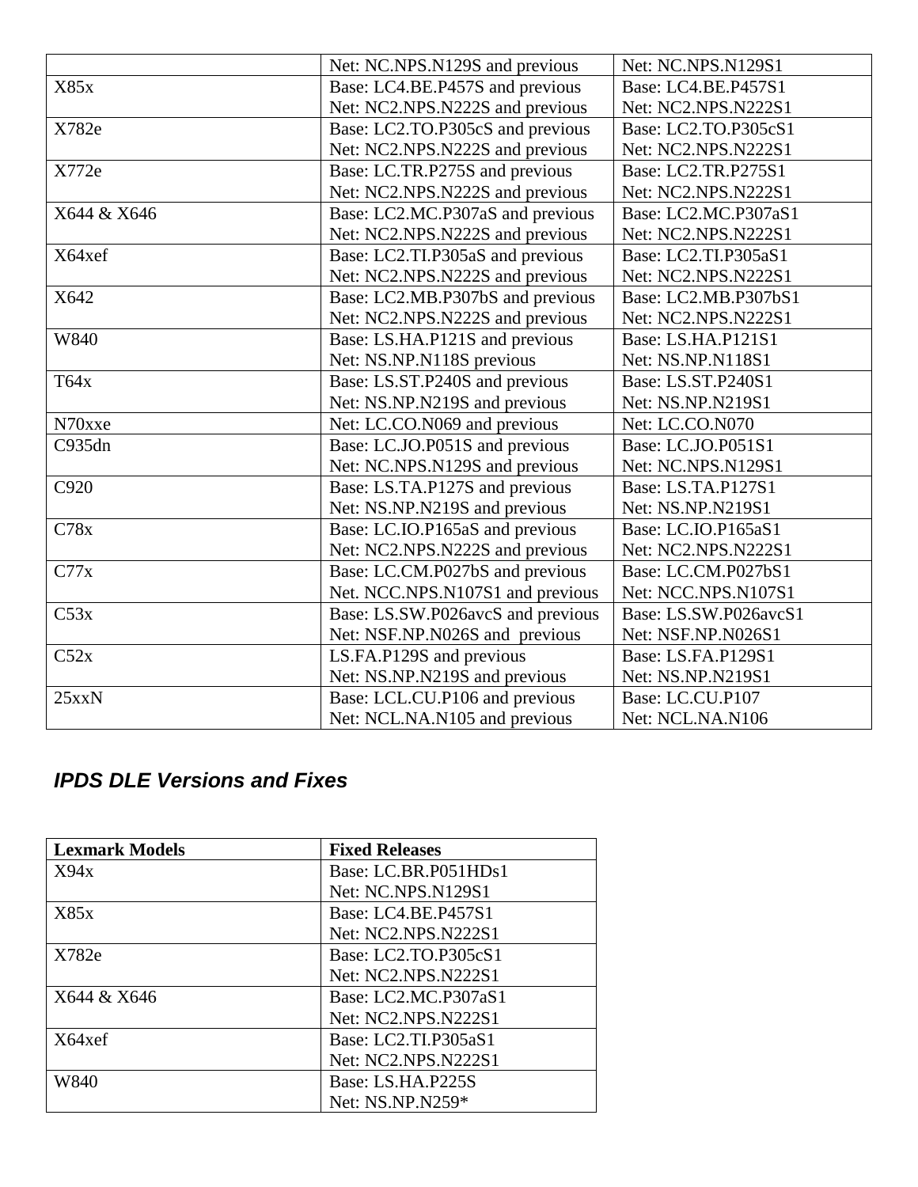| | | |
|---|---|---|
| | Net: NC.NPS.N129S and previous | Net: NC.NPS.N129S1 |
| X85x | Base: LC4.BE.P457S and previous<br>Net: NC2.NPS.N222S and previous | Base: LC4.BE.P457S1<br>Net: NC2.NPS.N222S1 |
| X782e | Base: LC2.TO.P305cS and previous<br>Net: NC2.NPS.N222S and previous | Base: LC2.TO.P305cS1<br>Net: NC2.NPS.N222S1 |
| X772e | Base: LC.TR.P275S and previous<br>Net: NC2.NPS.N222S and previous | Base: LC2.TR.P275S1<br>Net: NC2.NPS.N222S1 |
| X644 & X646 | Base: LC2.MC.P307aS and previous<br>Net: NC2.NPS.N222S and previous | Base: LC2.MC.P307aS1<br>Net: NC2.NPS.N222S1 |
| X64xef | Base: LC2.TI.P305aS and previous<br>Net: NC2.NPS.N222S and previous | Base: LC2.TI.P305aS1<br>Net: NC2.NPS.N222S1 |
| X642 | Base: LC2.MB.P307bS and previous<br>Net: NC2.NPS.N222S and previous | Base: LC2.MB.P307bS1<br>Net: NC2.NPS.N222S1 |
| W840 | Base: LS.HA.P121S and previous<br>Net: NS.NP.N118S previous | Base: LS.HA.P121S1<br>Net: NS.NP.N118S1 |
| T64x | Base: LS.ST.P240S and previous<br>Net: NS.NP.N219S and previous | Base: LS.ST.P240S1<br>Net: NS.NP.N219S1 |
| N70xxe | Net: LC.CO.N069 and previous | Net: LC.CO.N070 |
| C935dn | Base: LC.JO.P051S and previous<br>Net: NC.NPS.N129S and previous | Base: LC.JO.P051S1<br>Net: NC.NPS.N129S1 |
| C920 | Base: LS.TA.P127S and previous<br>Net: NS.NP.N219S and previous | Base: LS.TA.P127S1<br>Net: NS.NP.N219S1 |
| C78x | Base: LC.IO.P165aS and previous<br>Net: NC2.NPS.N222S and previous | Base: LC.IO.P165aS1<br>Net: NC2.NPS.N222S1 |
| C77x | Base: LC.CM.P027bS and previous<br>Net. NCC.NPS.N107S1 and previous | Base: LC.CM.P027bS1<br>Net: NCC.NPS.N107S1 |
| C53x | Base: LS.SW.P026avcS and previous<br>Net: NSF.NP.N026S and previous | Base: LS.SW.P026avcS1<br>Net: NSF.NP.N026S1 |
| C52x | LS.FA.P129S and previous<br>Net: NS.NP.N219S and previous | Base: LS.FA.P129S1<br>Net: NS.NP.N219S1 |
| 25xxN | Base: LCL.CU.P106 and previous<br>Net: NCL.NA.N105 and previous | Base: LC.CU.P107<br>Net: NCL.NA.N106 |

### *IPDS DLE Versions and Fixes*

| Lexmark Models | Fixed Releases |
|---|---|
| X94x | Base: LC.BR.P051HDs1<br>Net: NC.NPS.N129S1 |
| X85x | Base: LC4.BE.P457S1<br>Net: NC2.NPS.N222S1 |
| X782e | Base: LC2.TO.P305cS1<br>Net: NC2.NPS.N222S1 |
| X644 & X646 | Base: LC2.MC.P307aS1<br>Net: NC2.NPS.N222S1 |
| X64xef | Base: LC2.TI.P305aS1<br>Net: NC2.NPS.N222S1 |
| W840 | Base: LS.HA.P225S<br>Net: NS.NP.N259* |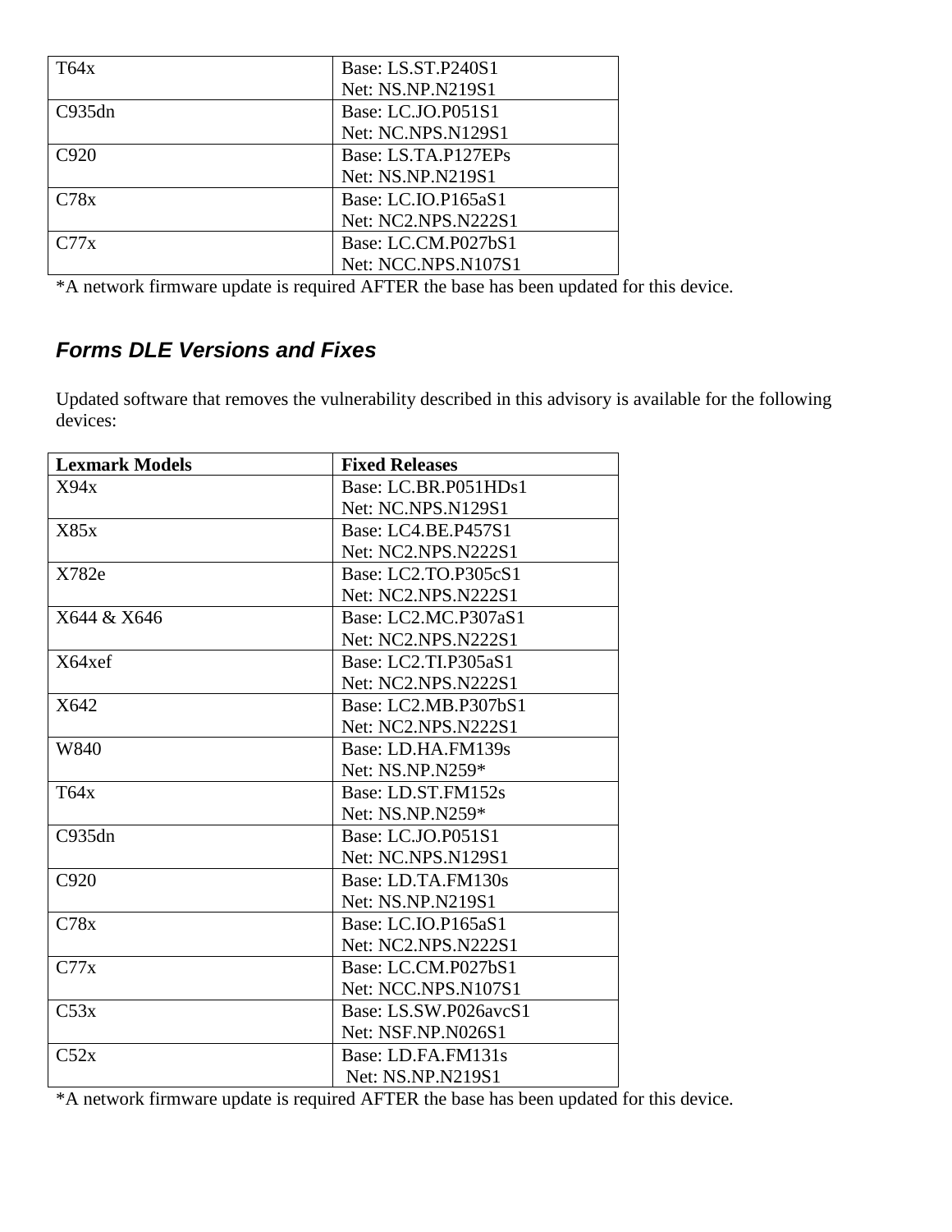| | |
|---|---|
| T64x | Base: LS.ST.P240S1<br>Net: NS.NP.N219S1 |
| C935dn | Base: LC.JO.P051S1<br>Net: NC.NPS.N129S1 |
| C920 | Base: LS.TA.P127EPs<br>Net: NS.NP.N219S1 |
| C78x | Base: LC.IO.P165aS1<br>Net: NC2.NPS.N222S1 |
| C77x | Base: LC.CM.P027bS1<br>Net: NCC.NPS.N107S1 |

*A network firmware update is required AFTER the base has been updated for this device.

### *Forms DLE Versions and Fixes*

Updated software that removes the vulnerability described in this advisory is available for the following devices:

| Lexmark Models | Fixed Releases |
|---|---|
| X94x | Base: LC.BR.P051HDs1<br>Net: NC.NPS.N129S1 |
| X85x | Base: LC4.BE.P457S1<br>Net: NC2.NPS.N222S1 |
| X782e | Base: LC2.TO.P305cS1<br>Net: NC2.NPS.N222S1 |
| X644 & X646 | Base: LC2.MC.P307aS1<br>Net: NC2.NPS.N222S1 |
| X64xef | Base: LC2.TI.P305aS1<br>Net: NC2.NPS.N222S1 |
| X642 | Base: LC2.MB.P307bS1<br>Net: NC2.NPS.N222S1 |
| W840 | Base: LD.HA.FM139s<br>Net: NS.NP.N259* |
| T64x | Base: LD.ST.FM152s<br>Net: NS.NP.N259* |
| C935dn | Base: LC.JO.P051S1<br>Net: NC.NPS.N129S1 |
| C920 | Base: LD.TA.FM130s<br>Net: NS.NP.N219S1 |
| C78x | Base: LC.IO.P165aS1<br>Net: NC2.NPS.N222S1 |
| C77x | Base: LC.CM.P027bS1<br>Net: NCC.NPS.N107S1 |
| C53x | Base: LS.SW.P026avcS1<br>Net: NSF.NP.N026S1 |
| C52x | Base: LD.FA.FM131s<br>Net: NS.NP.N219S1 |

*A network firmware update is required AFTER the base has been updated for this device.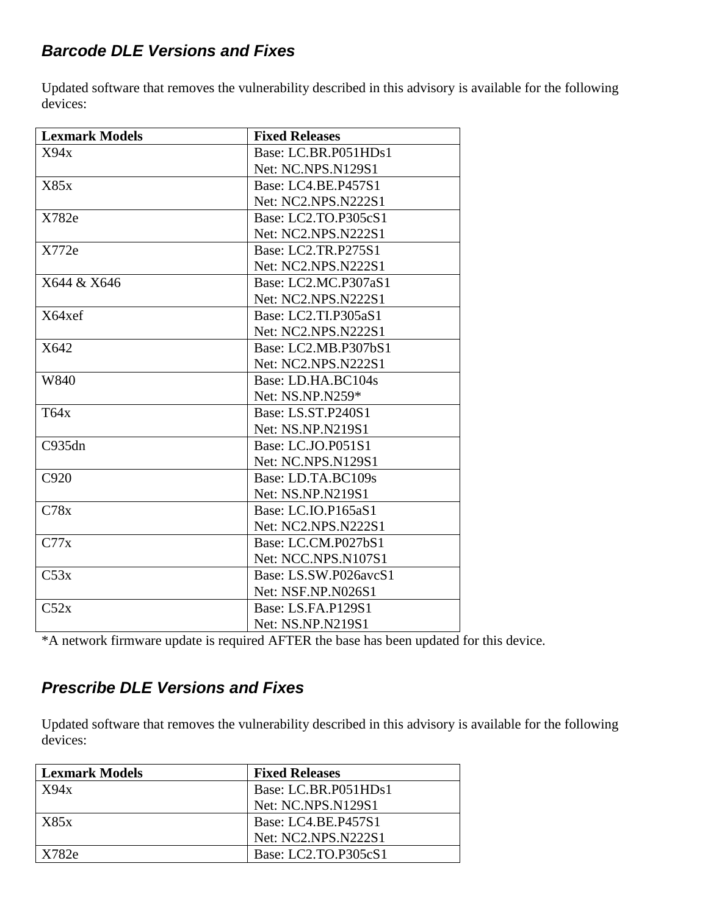### *Barcode DLE Versions and Fixes*

Updated software that removes the vulnerability described in this advisory is available for the following devices:

| Lexmark Models | Fixed Releases |
|---|---|
| X94x | Base: LC.BR.P051HDs1<br>Net: NC.NPS.N129S1 |
| X85x | Base: LC4.BE.P457S1<br>Net: NC2.NPS.N222S1 |
| X782e | Base: LC2.TO.P305cS1<br>Net: NC2.NPS.N222S1 |
| X772e | Base: LC2.TR.P275S1<br>Net: NC2.NPS.N222S1 |
| X644 & X646 | Base: LC2.MC.P307aS1<br>Net: NC2.NPS.N222S1 |
| X64xef | Base: LC2.TI.P305aS1<br>Net: NC2.NPS.N222S1 |
| X642 | Base: LC2.MB.P307bS1<br>Net: NC2.NPS.N222S1 |
| W840 | Base: LD.HA.BC104s<br>Net: NS.NP.N259* |
| T64x | Base: LS.ST.P240S1<br>Net: NS.NP.N219S1 |
| C935dn | Base: LC.JO.P051S1<br>Net: NC.NPS.N129S1 |
| C920 | Base: LD.TA.BC109s<br>Net: NS.NP.N219S1 |
| C78x | Base: LC.IO.P165aS1<br>Net: NC2.NPS.N222S1 |
| C77x | Base: LC.CM.P027bS1<br>Net: NCC.NPS.N107S1 |
| C53x | Base: LS.SW.P026avcS1<br>Net: NSF.NP.N026S1 |
| C52x | Base: LS.FA.P129S1<br>Net: NS.NP.N219S1 |

*A network firmware update is required AFTER the base has been updated for this device.

### *Prescribe DLE Versions and Fixes*

Updated software that removes the vulnerability described in this advisory is available for the following devices:

| Lexmark Models | Fixed Releases |
|---|---|
| X94x | Base: LC.BR.P051HDs1<br>Net: NC.NPS.N129S1 |
| X85x | Base: LC4.BE.P457S1<br>Net: NC2.NPS.N222S1 |
| X782e | Base: LC2.TO.P305cS1 |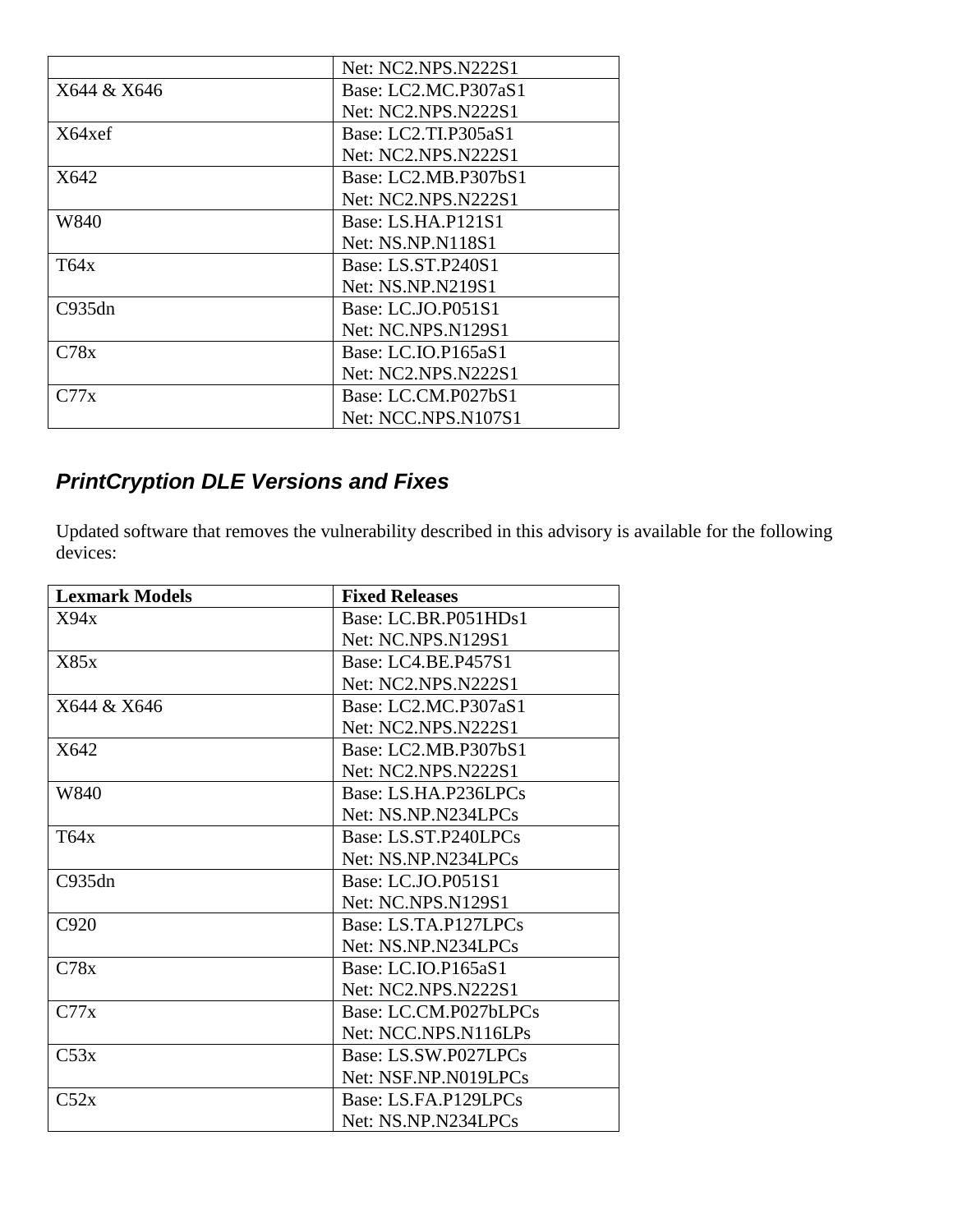| | |
|---|---|
| | Net: NC2.NPS.N222S1 |
| X644 & X646 | Base: LC2.MC.P307aS1<br>Net: NC2.NPS.N222S1 |
| X64xef | Base: LC2.TI.P305aS1<br>Net: NC2.NPS.N222S1 |
| X642 | Base: LC2.MB.P307bS1<br>Net: NC2.NPS.N222S1 |
| W840 | Base: LS.HA.P121S1<br>Net: NS.NP.N118S1 |
| T64x | Base: LS.ST.P240S1<br>Net: NS.NP.N219S1 |
| C935dn | Base: LC.JO.P051S1<br>Net: NC.NPS.N129S1 |
| C78x | Base: LC.IO.P165aS1<br>Net: NC2.NPS.N222S1 |
| C77x | Base: LC.CM.P027bS1<br>Net: NCC.NPS.N107S1 |

### *PrintCryption DLE Versions and Fixes*

Updated software that removes the vulnerability described in this advisory is available for the following devices:

| Lexmark Models | Fixed Releases |
|---|---|
| X94x | Base: LC.BR.P051HDs1<br>Net: NC.NPS.N129S1 |
| X85x | Base: LC4.BE.P457S1<br>Net: NC2.NPS.N222S1 |
| X644 & X646 | Base: LC2.MC.P307aS1<br>Net: NC2.NPS.N222S1 |
| X642 | Base: LC2.MB.P307bS1<br>Net: NC2.NPS.N222S1 |
| W840 | Base: LS.HA.P236LPCs<br>Net: NS.NP.N234LPCs |
| T64x | Base: LS.ST.P240LPCs<br>Net: NS.NP.N234LPCs |
| C935dn | Base: LC.JO.P051S1<br>Net: NC.NPS.N129S1 |
| C920 | Base: LS.TA.P127LPCs<br>Net: NS.NP.N234LPCs |
| C78x | Base: LC.IO.P165aS1<br>Net: NC2.NPS.N222S1 |
| C77x | Base: LC.CM.P027bLPCs<br>Net: NCC.NPS.N116LPs |
| C53x | Base: LS.SW.P027LPCs<br>Net: NSF.NP.N019LPCs |
| C52x | Base: LS.FA.P129LPCs<br>Net: NS.NP.N234LPCs |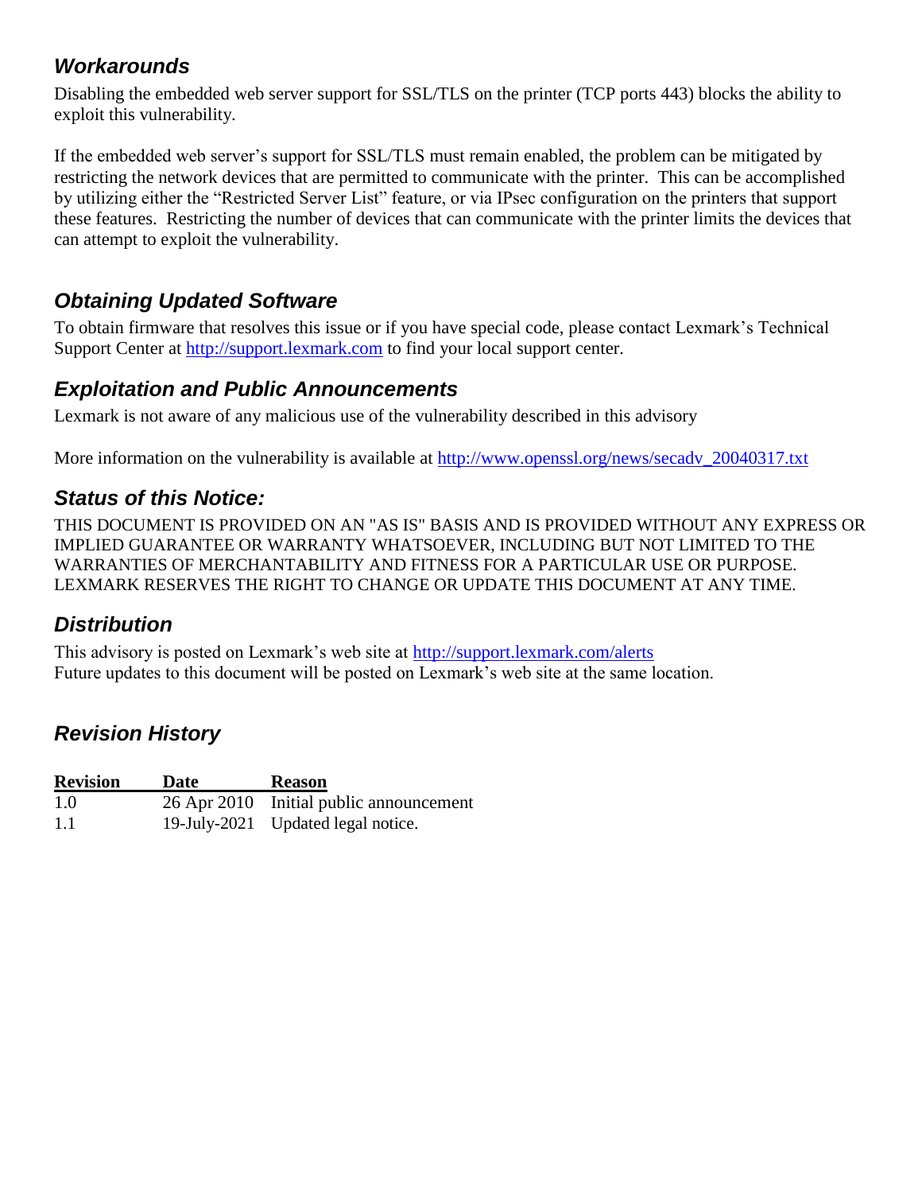## *Workarounds*

Disabling the embedded web server support for SSL/TLS on the printer (TCP ports 443) blocks the ability to exploit this vulnerability.

If the embedded web server's support for SSL/TLS must remain enabled, the problem can be mitigated by restricting the network devices that are permitted to communicate with the printer. This can be accomplished by utilizing either the "Restricted Server List" feature, or via IPsec configuration on the printers that support these features. Restricting the number of devices that can communicate with the printer limits the devices that can attempt to exploit the vulnerability.

## *Obtaining Updated Software*

To obtain firmware that resolves this issue or if you have special code, please contact Lexmark's Technical Support Center at [http://support.lexmark.com](http://support.lexmark.com) to find your local support center.

## *Exploitation and Public Announcements*

Lexmark is not aware of any malicious use of the vulnerability described in this advisory

More information on the vulnerability is available at [http://www.openssl.org/news/secadv_20040317.txt](http://www.openssl.org/news/secadv_20040317.txt)

## *Status of this Notice:*

THIS DOCUMENT IS PROVIDED ON AN "AS IS" BASIS AND IS PROVIDED WITHOUT ANY EXPRESS OR IMPLIED GUARANTEE OR WARRANTY WHATSOEVER, INCLUDING BUT NOT LIMITED TO THE WARRANTIES OF MERCHANTABILITY AND FITNESS FOR A PARTICULAR USE OR PURPOSE. LEXMARK RESERVES THE RIGHT TO CHANGE OR UPDATE THIS DOCUMENT AT ANY TIME.

## *Distribution*

This advisory is posted on Lexmark's web site at [http://support.lexmark.com/alerts](http://support.lexmark.com/alerts)
Future updates to this document will be posted on Lexmark's web site at the same location.

## *Revision History*

| Revision | Date | Reason |
|---|---|---|
| 1.0 | 26 Apr 2010 | Initial public announcement |
| 1.1 | 19-July-2021 | Updated legal notice. |